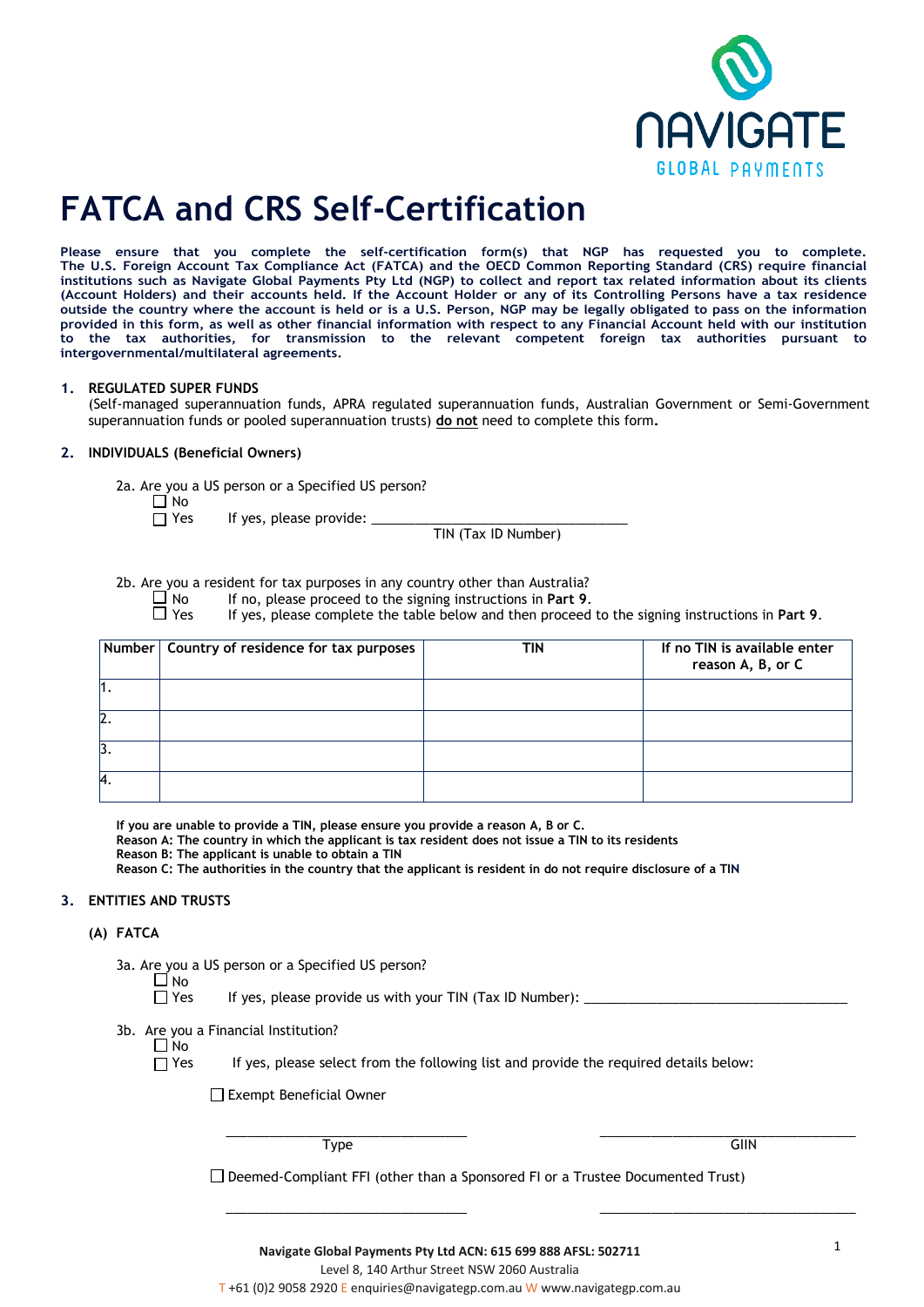# FATCA and CRS Self-Certification

**Please ensure that you complete the self-certification form(s) that NGP has requested you to complete. The U.S. Foreign Account Tax Compliance Act (FATCA) and the OECD Common Reporting Standard (CRS) require financial institutions such as Navigate Global Payments Pty Ltd (NGP) to collect and report tax related information about its clients (Account Holders) and their accounts held. If the Account Holder or any of its Controlling Persons have a tax residence outside the country where the account is held or is a U.S. Person, NGP may be legally obligated to pass on the information provided in this form, as well as other financial information with respect to any Financial Account held with our institution to the tax authorities, for transmission to the relevant competent foreign tax authorities pursuant to intergovernmental/multilateral agreements.**

## 1. REGULATED SUPER FUNDS

(Self-managed superannuation funds, APRA regulated superannuation funds, Australian Government or Semi-Government superannuation funds or pooled superannuation trusts) **do not** need to complete this form.

## 2. INDIVIDUALS (Beneficial Owners)

2a. Are you a US person or a Specified US person?

☐ No
☐ Yes     If yes, please provide: ________________________________
TIN (Tax ID Number)

2b. Are you a resident for tax purposes in any country other than Australia?

☐ No     If no, please proceed to the signing instructions in **Part 9**.
☐ Yes     If yes, please complete the table below and then proceed to the signing instructions in **Part 9**.

| Number | Country of residence for tax purposes | TIN | If no TIN is available enter reason A, B, or C |
|---|---|---|---|
| 1. | | | |
| 2. | | | |
| 3. | | | |
| 4. | | | |

**If you are unable to provide a TIN, please ensure you provide a reason A, B or C.**
**Reason A: The country in which the applicant is tax resident does not issue a TIN to its residents**
**Reason B: The applicant is unable to obtain a TIN**
**Reason C: The authorities in the country that the applicant is resident in do not require disclosure of a TIN**

## 3. ENTITIES AND TRUSTS

### (A) FATCA

3a. Are you a US person or a Specified US person?

☐ No
☐ Yes     If yes, please provide us with your TIN (Tax ID Number): ________________________________

3b. Are you a Financial Institution?

☐ No
☐ Yes     If yes, please select from the following list and provide the required details below:

☐ Exempt Beneficial Owner

________________________________          ________________________________
Type                                                                      GIIN

☐ Deemed-Compliant FFI (other than a Sponsored FI or a Trustee Documented Trust)

________________________________          ________________________________

**Navigate Global Payments Pty Ltd ACN: 615 699 888 AFSL: 502711**
Level 8, 140 Arthur Street NSW 2060 Australia
T +61 (0)2 9058 2920 E enquiries@navigategp.com.au W www.navigategp.com.au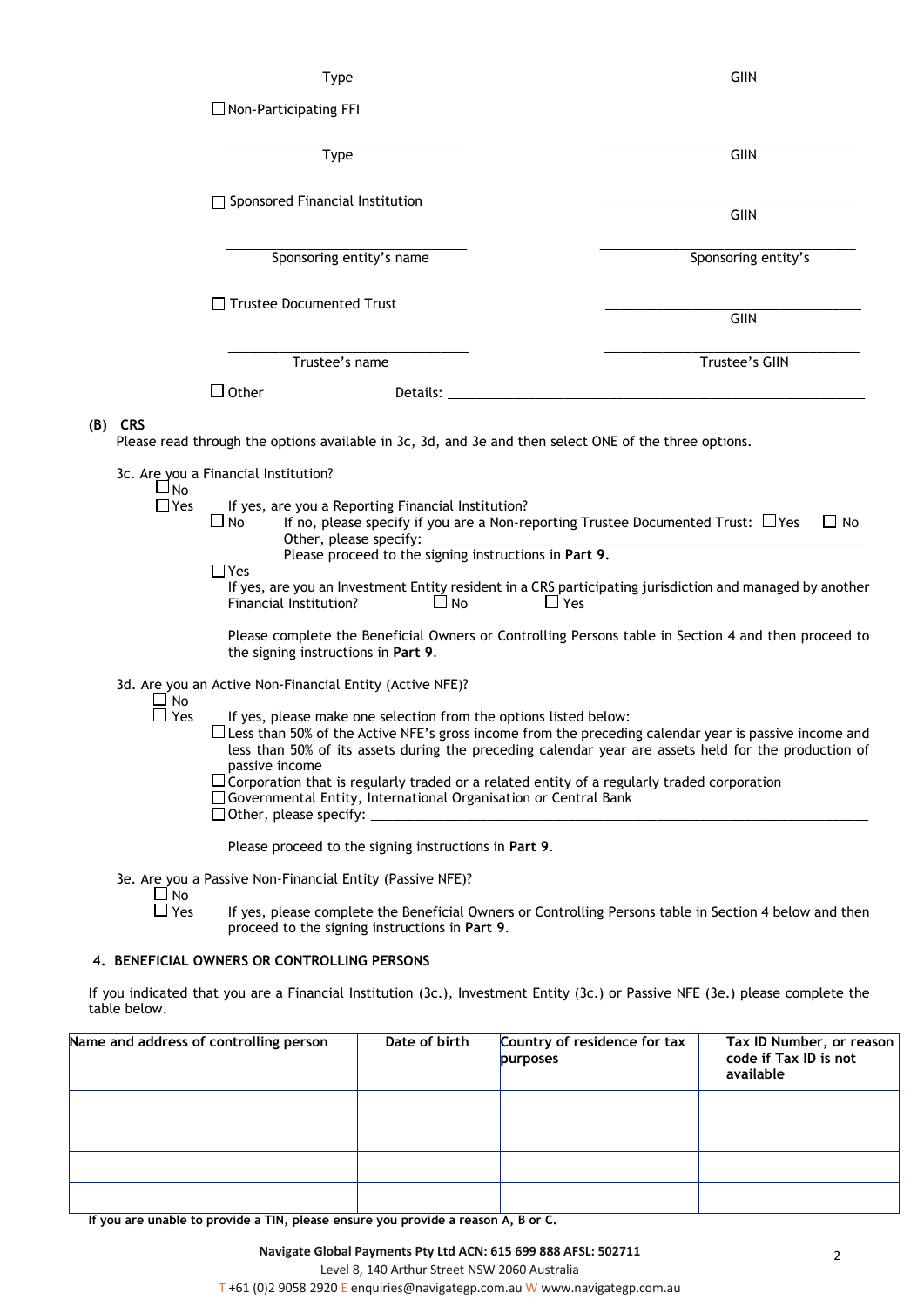Type GIIN

☐ Non-Participating FFI

\_\_\_\_\_\_\_\_\_\_\_\_\_\_\_\_\_\_\_\_\_\_\_\_\_\_\_\_\_\_\_\_ \_\_\_\_\_\_\_\_\_\_\_\_\_\_\_\_\_\_\_\_\_\_\_\_\_\_\_\_\_\_\_\_

Type GIIN

☐ Sponsored Financial Institution \_\_\_\_\_\_\_\_\_\_\_\_\_\_\_\_\_\_\_\_\_\_\_\_\_\_\_\_\_\_\_\_

GIIN

\_\_\_\_\_\_\_\_\_\_\_\_\_\_\_\_\_\_\_\_\_\_\_\_\_\_\_\_\_\_\_\_ \_\_\_\_\_\_\_\_\_\_\_\_\_\_\_\_\_\_\_\_\_\_\_\_\_\_\_\_\_\_\_\_

Sponsoring entity's name Sponsoring entity's

☐ Trustee Documented Trust \_\_\_\_\_\_\_\_\_\_\_\_\_\_\_\_\_\_\_\_\_\_\_\_\_\_\_\_\_\_\_\_

GIIN

\_\_\_\_\_\_\_\_\_\_\_\_\_\_\_\_\_\_\_\_\_\_\_\_\_\_\_\_\_\_\_\_ \_\_\_\_\_\_\_\_\_\_\_\_\_\_\_\_\_\_\_\_\_\_\_\_\_\_\_\_\_\_\_\_

Trustee's name Trustee's GIIN

☐ Other Details: \_\_\_\_\_\_\_\_\_\_\_\_\_\_\_\_\_\_\_\_\_\_\_\_\_\_\_\_\_\_\_\_\_\_\_\_\_\_\_\_\_\_\_\_\_\_

**(B) CRS**

Please read through the options available in 3c, 3d, and 3e and then select ONE of the three options.

3c. Are you a Financial Institution?

☐ No

☐ Yes If yes, are you a Reporting Financial Institution?

☐ No If no, please specify if you are a Non-reporting Trustee Documented Trust: ☐ Yes ☐ No

Other, please specify: \_\_\_\_\_\_\_\_\_\_\_\_\_\_\_\_\_\_\_\_\_\_\_\_\_\_\_\_\_\_\_\_\_\_\_\_\_\_\_\_\_\_\_\_\_\_

Please proceed to the signing instructions in **Part 9.**

☐ Yes

If yes, are you an Investment Entity resident in a CRS participating jurisdiction and managed by another Financial Institution? ☐ No ☐ Yes

Please complete the Beneficial Owners or Controlling Persons table in Section 4 and then proceed to the signing instructions in **Part 9**.

3d. Are you an Active Non-Financial Entity (Active NFE)?

☐ No

☐ Yes If yes, please make one selection from the options listed below:

☐ Less than 50% of the Active NFE's gross income from the preceding calendar year is passive income and less than 50% of its assets during the preceding calendar year are assets held for the production of passive income

☐ Corporation that is regularly traded or a related entity of a regularly traded corporation

☐ Governmental Entity, International Organisation or Central Bank

☐ Other, please specify: \_\_\_\_\_\_\_\_\_\_\_\_\_\_\_\_\_\_\_\_\_\_\_\_\_\_\_\_\_\_\_\_\_\_\_\_\_\_\_\_\_\_\_\_\_\_

Please proceed to the signing instructions in **Part 9**.

3e. Are you a Passive Non-Financial Entity (Passive NFE)?

☐ No

☐ Yes If yes, please complete the Beneficial Owners or Controlling Persons table in Section 4 below and then proceed to the signing instructions in **Part 9**.

**4. BENEFICIAL OWNERS OR CONTROLLING PERSONS**

If you indicated that you are a Financial Institution (3c.), Investment Entity (3c.) or Passive NFE (3e.) please complete the table below.

| Name and address of controlling person | Date of birth | Country of residence for tax purposes | Tax ID Number, or reason code if Tax ID is not available |
|---|---|---|---|
| | | | |
| | | | |
| | | | |
| | | | |

**If you are unable to provide a TIN, please ensure you provide a reason A, B or C.**

**Navigate Global Payments Pty Ltd ACN: 615 699 888 AFSL: 502711**

Level 8, 140 Arthur Street NSW 2060 Australia

T +61 (0)2 9058 2920 E enquiries@navigategp.com.au W www.navigategp.com.au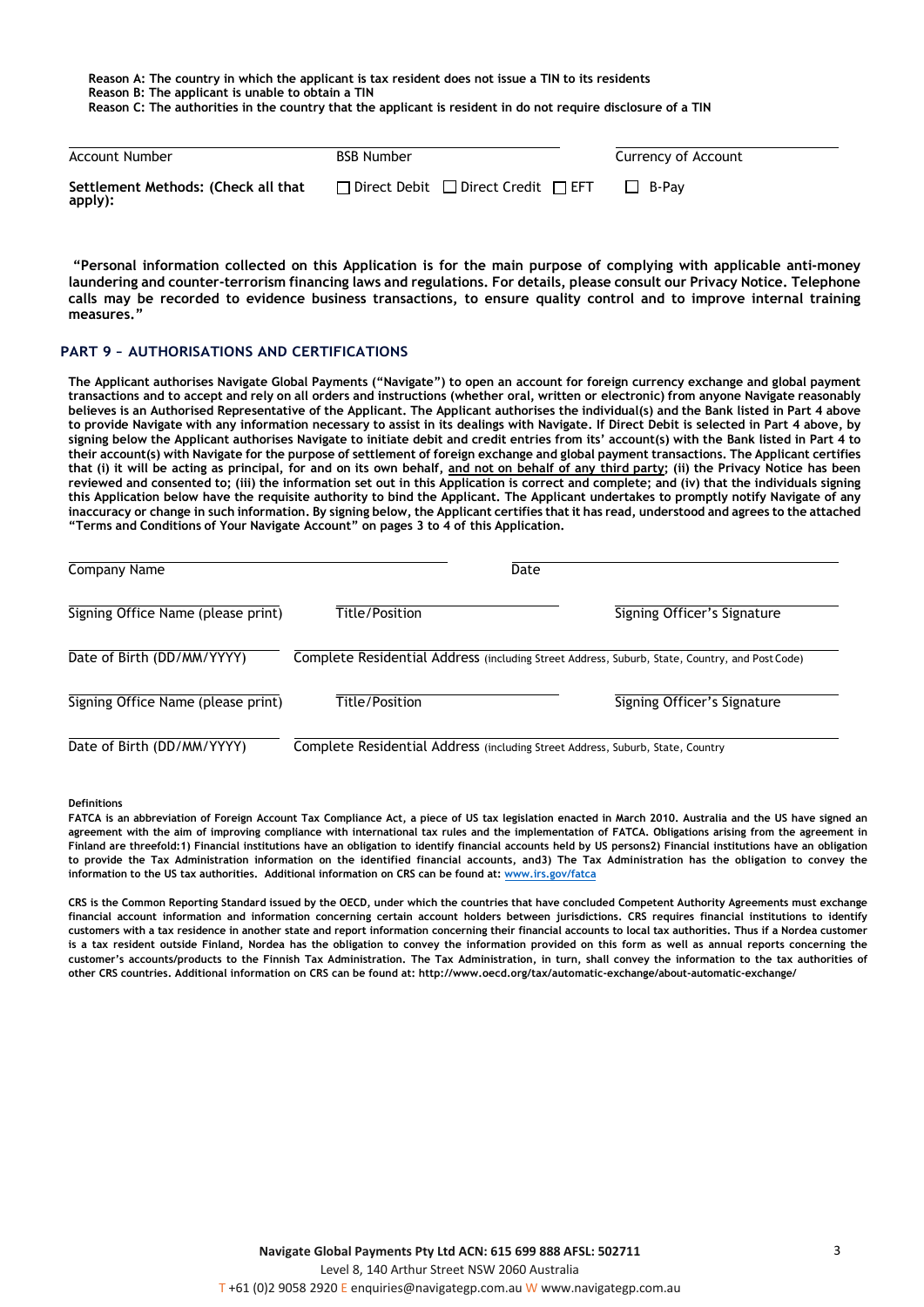**Reason A: The country in which the applicant is tax resident does not issue a TIN to its residents**
**Reason B: The applicant is unable to obtain a TIN**
**Reason C: The authorities in the country that the applicant is resident in do not require disclosure of a TIN**

| | | |
|---|---|---|
| Account Number | BSB Number | Currency of Account |
| **Settlement Methods: (Check all that apply):** | ☐ Direct Debit ☐ Direct Credit ☐ EFT | ☐ B-Pay |

**"Personal information collected on this Application is for the main purpose of complying with applicable anti-money laundering and counter-terrorism financing laws and regulations. For details, please consult our Privacy Notice. Telephone calls may be recorded to evidence business transactions, to ensure quality control and to improve internal training measures."**

## PART 9 – AUTHORISATIONS AND CERTIFICATIONS

**The Applicant authorises Navigate Global Payments ("Navigate") to open an account for foreign currency exchange and global payment transactions and to accept and rely on all orders and instructions (whether oral, written or electronic) from anyone Navigate reasonably believes is an Authorised Representative of the Applicant. The Applicant authorises the individual(s) and the Bank listed in Part 4 above to provide Navigate with any information necessary to assist in its dealings with Navigate. If Direct Debit is selected in Part 4 above, by signing below the Applicant authorises Navigate to initiate debit and credit entries from its' account(s) with the Bank listed in Part 4 to their account(s) with Navigate for the purpose of settlement of foreign exchange and global payment transactions. The Applicant certifies that (i) it will be acting as principal, for and on its own behalf, <u>and not on behalf of any third party</u>; (ii) the Privacy Notice has been reviewed and consented to; (iii) the information set out in this Application is correct and complete; and (iv) that the individuals signing this Application below have the requisite authority to bind the Applicant. The Applicant undertakes to promptly notify Navigate of any inaccuracy or change in such information. By signing below, the Applicant certifies that it has read, understood and agrees to the attached "Terms and Conditions of Your Navigate Account" on pages 3 to 4 of this Application.**

| | | |
|---|---|---|
| Company Name | Date | |
| Signing Office Name (please print) | Title/Position | Signing Officer's Signature |
| Date of Birth (DD/MM/YYYY) | Complete Residential Address (including Street Address, Suburb, State, Country, and Post Code) | |
| Signing Office Name (please print) | Title/Position | Signing Officer's Signature |
| Date of Birth (DD/MM/YYYY) | Complete Residential Address (including Street Address, Suburb, State, Country | |

**Definitions**

**FATCA is an abbreviation of Foreign Account Tax Compliance Act, a piece of US tax legislation enacted in March 2010. Australia and the US have signed an agreement with the aim of improving compliance with international tax rules and the implementation of FATCA. Obligations arising from the agreement in Finland are threefold:1) Financial institutions have an obligation to identify financial accounts held by US persons2) Financial institutions have an obligation to provide the Tax Administration information on the identified financial accounts, and3) The Tax Administration has the obligation to convey the information to the US tax authorities. Additional information on CRS can be found at: [www.irs.gov/fatca](http://www.irs.gov/fatca)**

**CRS is the Common Reporting Standard issued by the OECD, under which the countries that have concluded Competent Authority Agreements must exchange financial account information and information concerning certain account holders between jurisdictions. CRS requires financial institutions to identify customers with a tax residence in another state and report information concerning their financial accounts to local tax authorities. Thus if a Nordea customer is a tax resident outside Finland, Nordea has the obligation to convey the information provided on this form as well as annual reports concerning the customer's accounts/products to the Finnish Tax Administration. The Tax Administration, in turn, shall convey the information to the tax authorities of other CRS countries. Additional information on CRS can be found at: http://www.oecd.org/tax/automatic-exchange/about-automatic-exchange/**

**Navigate Global Payments Pty Ltd ACN: 615 699 888 AFSL: 502711**
Level 8, 140 Arthur Street NSW 2060 Australia
T +61 (0)2 9058 2920 E enquiries@navigategp.com.au W www.navigategp.com.au